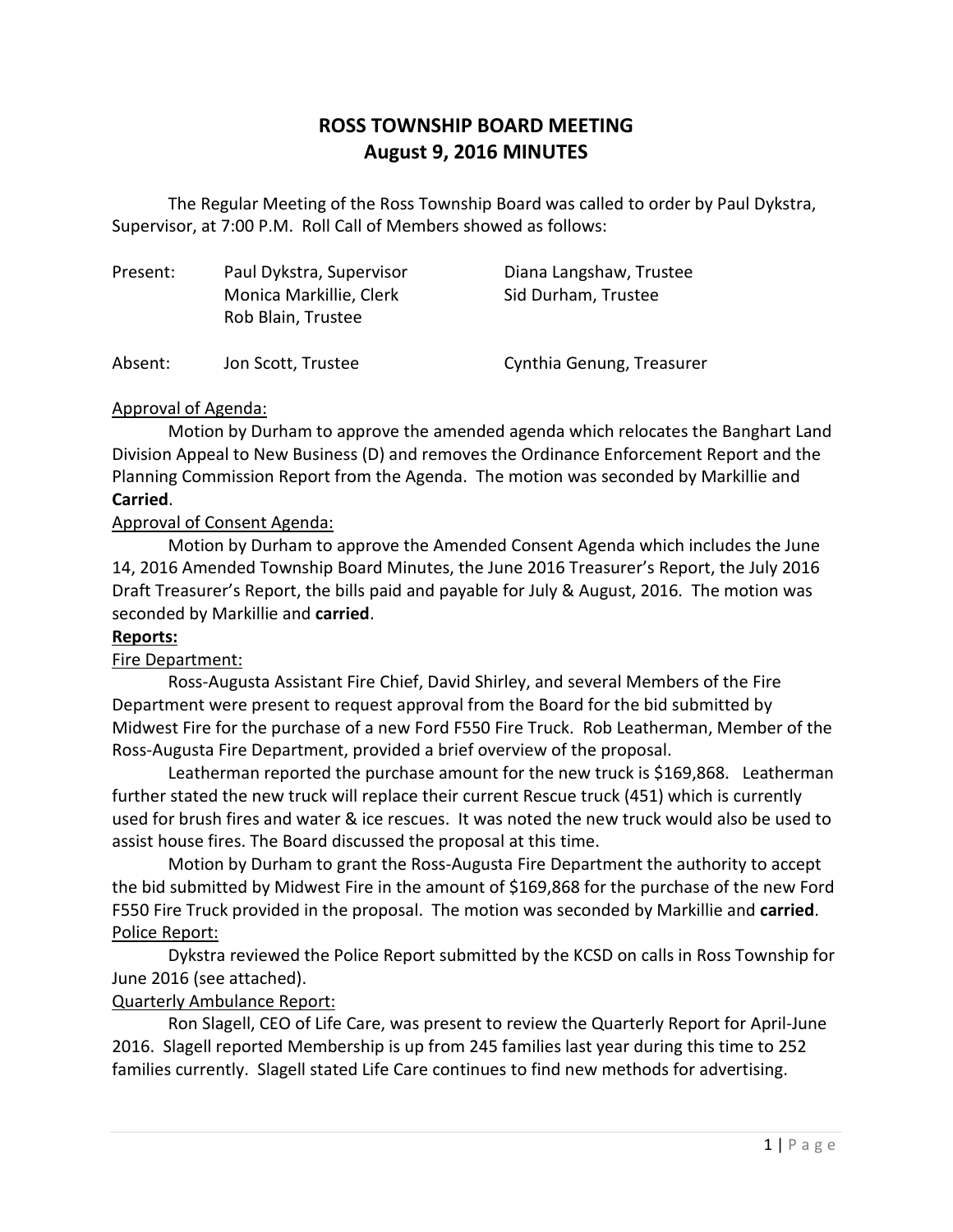# ROSS TOWNSHIP BOARD MEETING
## August 9, 2016 MINUTES

The Regular Meeting of the Ross Township Board was called to order by Paul Dykstra, Supervisor, at 7:00 P.M. Roll Call of Members showed as follows:

| | | |
|---|---|---|
| Present: | Paul Dykstra, Supervisor | Diana Langshaw, Trustee |
| | Monica Markillie, Clerk | Sid Durham, Trustee |
| | Rob Blain, Trustee | |
| Absent: | Jon Scott, Trustee | Cynthia Genung, Treasurer |

Approval of Agenda:

Motion by Durham to approve the amended agenda which relocates the Banghart Land Division Appeal to New Business (D) and removes the Ordinance Enforcement Report and the Planning Commission Report from the Agenda. The motion was seconded by Markillie and **Carried**.

Approval of Consent Agenda:

Motion by Durham to approve the Amended Consent Agenda which includes the June 14, 2016 Amended Township Board Minutes, the June 2016 Treasurer's Report, the July 2016 Draft Treasurer's Report, the bills paid and payable for July & August, 2016. The motion was seconded by Markillie and **carried**.

**Reports:**

Fire Department:

Ross-Augusta Assistant Fire Chief, David Shirley, and several Members of the Fire Department were present to request approval from the Board for the bid submitted by Midwest Fire for the purchase of a new Ford F550 Fire Truck. Rob Leatherman, Member of the Ross-Augusta Fire Department, provided a brief overview of the proposal.

Leatherman reported the purchase amount for the new truck is $169,868. Leatherman further stated the new truck will replace their current Rescue truck (451) which is currently used for brush fires and water & ice rescues. It was noted the new truck would also be used to assist house fires. The Board discussed the proposal at this time.

Motion by Durham to grant the Ross-Augusta Fire Department the authority to accept the bid submitted by Midwest Fire in the amount of $169,868 for the purchase of the new Ford F550 Fire Truck provided in the proposal. The motion was seconded by Markillie and **carried**.

Police Report:

Dykstra reviewed the Police Report submitted by the KCSD on calls in Ross Township for June 2016 (see attached).

Quarterly Ambulance Report:

Ron Slagell, CEO of Life Care, was present to review the Quarterly Report for April-June 2016. Slagell reported Membership is up from 245 families last year during this time to 252 families currently. Slagell stated Life Care continues to find new methods for advertising.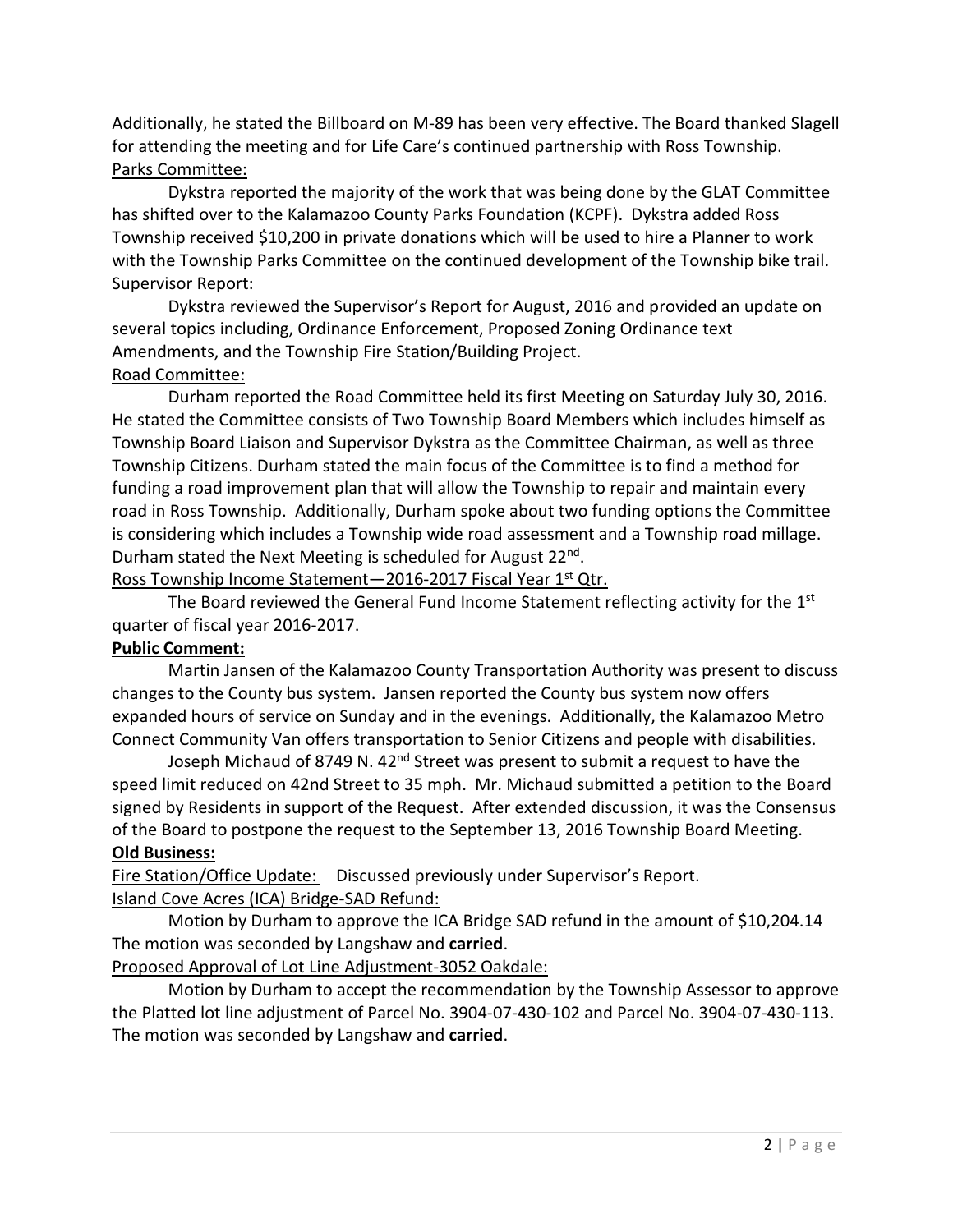Additionally, he stated the Billboard on M-89 has been very effective. The Board thanked Slagell for attending the meeting and for Life Care's continued partnership with Ross Township.

Parks Committee:

Dykstra reported the majority of the work that was being done by the GLAT Committee has shifted over to the Kalamazoo County Parks Foundation (KCPF). Dykstra added Ross Township received $10,200 in private donations which will be used to hire a Planner to work with the Township Parks Committee on the continued development of the Township bike trail.

Supervisor Report:

Dykstra reviewed the Supervisor's Report for August, 2016 and provided an update on several topics including, Ordinance Enforcement, Proposed Zoning Ordinance text Amendments, and the Township Fire Station/Building Project.

Road Committee:

Durham reported the Road Committee held its first Meeting on Saturday July 30, 2016. He stated the Committee consists of Two Township Board Members which includes himself as Township Board Liaison and Supervisor Dykstra as the Committee Chairman, as well as three Township Citizens. Durham stated the main focus of the Committee is to find a method for funding a road improvement plan that will allow the Township to repair and maintain every road in Ross Township. Additionally, Durham spoke about two funding options the Committee is considering which includes a Township wide road assessment and a Township road millage. Durham stated the Next Meeting is scheduled for August 22nd.

Ross Township Income Statement—2016-2017 Fiscal Year 1st Qtr.

The Board reviewed the General Fund Income Statement reflecting activity for the 1st quarter of fiscal year 2016-2017.

**Public Comment:**

Martin Jansen of the Kalamazoo County Transportation Authority was present to discuss changes to the County bus system. Jansen reported the County bus system now offers expanded hours of service on Sunday and in the evenings. Additionally, the Kalamazoo Metro Connect Community Van offers transportation to Senior Citizens and people with disabilities.

Joseph Michaud of 8749 N. 42nd Street was present to submit a request to have the speed limit reduced on 42nd Street to 35 mph. Mr. Michaud submitted a petition to the Board signed by Residents in support of the Request. After extended discussion, it was the Consensus of the Board to postpone the request to the September 13, 2016 Township Board Meeting.

**Old Business:**

Fire Station/Office Update: Discussed previously under Supervisor's Report.

Island Cove Acres (ICA) Bridge-SAD Refund:

Motion by Durham to approve the ICA Bridge SAD refund in the amount of $10,204.14 The motion was seconded by Langshaw and **carried**.

Proposed Approval of Lot Line Adjustment-3052 Oakdale:

Motion by Durham to accept the recommendation by the Township Assessor to approve the Platted lot line adjustment of Parcel No. 3904-07-430-102 and Parcel No. 3904-07-430-113. The motion was seconded by Langshaw and **carried**.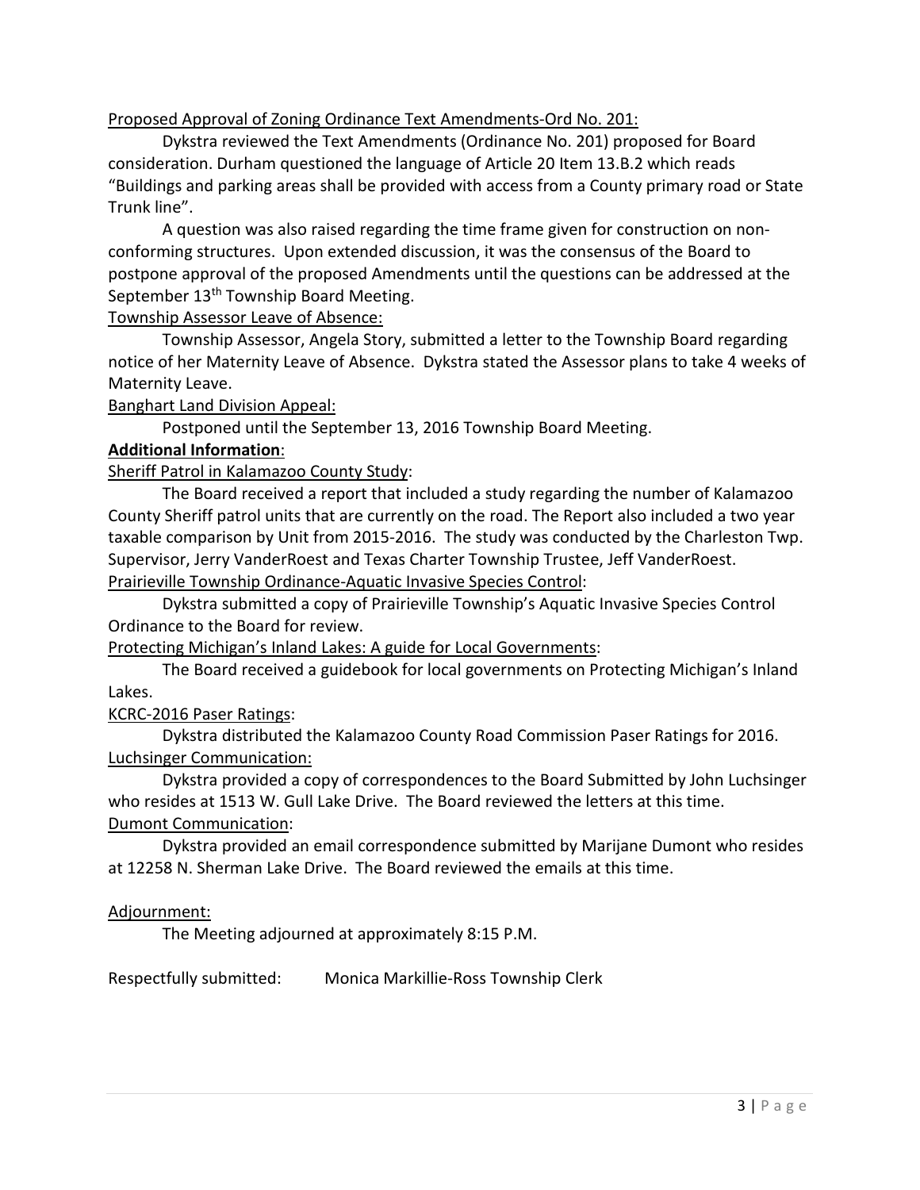Proposed Approval of Zoning Ordinance Text Amendments-Ord No. 201:

Dykstra reviewed the Text Amendments (Ordinance No. 201) proposed for Board consideration. Durham questioned the language of Article 20 Item 13.B.2 which reads "Buildings and parking areas shall be provided with access from a County primary road or State Trunk line".

A question was also raised regarding the time frame given for construction on non-conforming structures. Upon extended discussion, it was the consensus of the Board to postpone approval of the proposed Amendments until the questions can be addressed at the September 13th Township Board Meeting.

Township Assessor Leave of Absence:

Township Assessor, Angela Story, submitted a letter to the Township Board regarding notice of her Maternity Leave of Absence. Dykstra stated the Assessor plans to take 4 weeks of Maternity Leave.

Banghart Land Division Appeal:

Postponed until the September 13, 2016 Township Board Meeting.

**Additional Information**:

Sheriff Patrol in Kalamazoo County Study:

The Board received a report that included a study regarding the number of Kalamazoo County Sheriff patrol units that are currently on the road. The Report also included a two year taxable comparison by Unit from 2015-2016. The study was conducted by the Charleston Twp. Supervisor, Jerry VanderRoest and Texas Charter Township Trustee, Jeff VanderRoest.

Prairieville Township Ordinance-Aquatic Invasive Species Control:

Dykstra submitted a copy of Prairieville Township's Aquatic Invasive Species Control Ordinance to the Board for review.

Protecting Michigan's Inland Lakes: A guide for Local Governments:

The Board received a guidebook for local governments on Protecting Michigan's Inland Lakes.

KCRC-2016 Paser Ratings:

Dykstra distributed the Kalamazoo County Road Commission Paser Ratings for 2016.

Luchsinger Communication:

Dykstra provided a copy of correspondences to the Board Submitted by John Luchsinger who resides at 1513 W. Gull Lake Drive. The Board reviewed the letters at this time.

Dumont Communication:

Dykstra provided an email correspondence submitted by Marijane Dumont who resides at 12258 N. Sherman Lake Drive. The Board reviewed the emails at this time.

Adjournment:

The Meeting adjourned at approximately 8:15 P.M.

Respectfully submitted: Monica Markillie-Ross Township Clerk